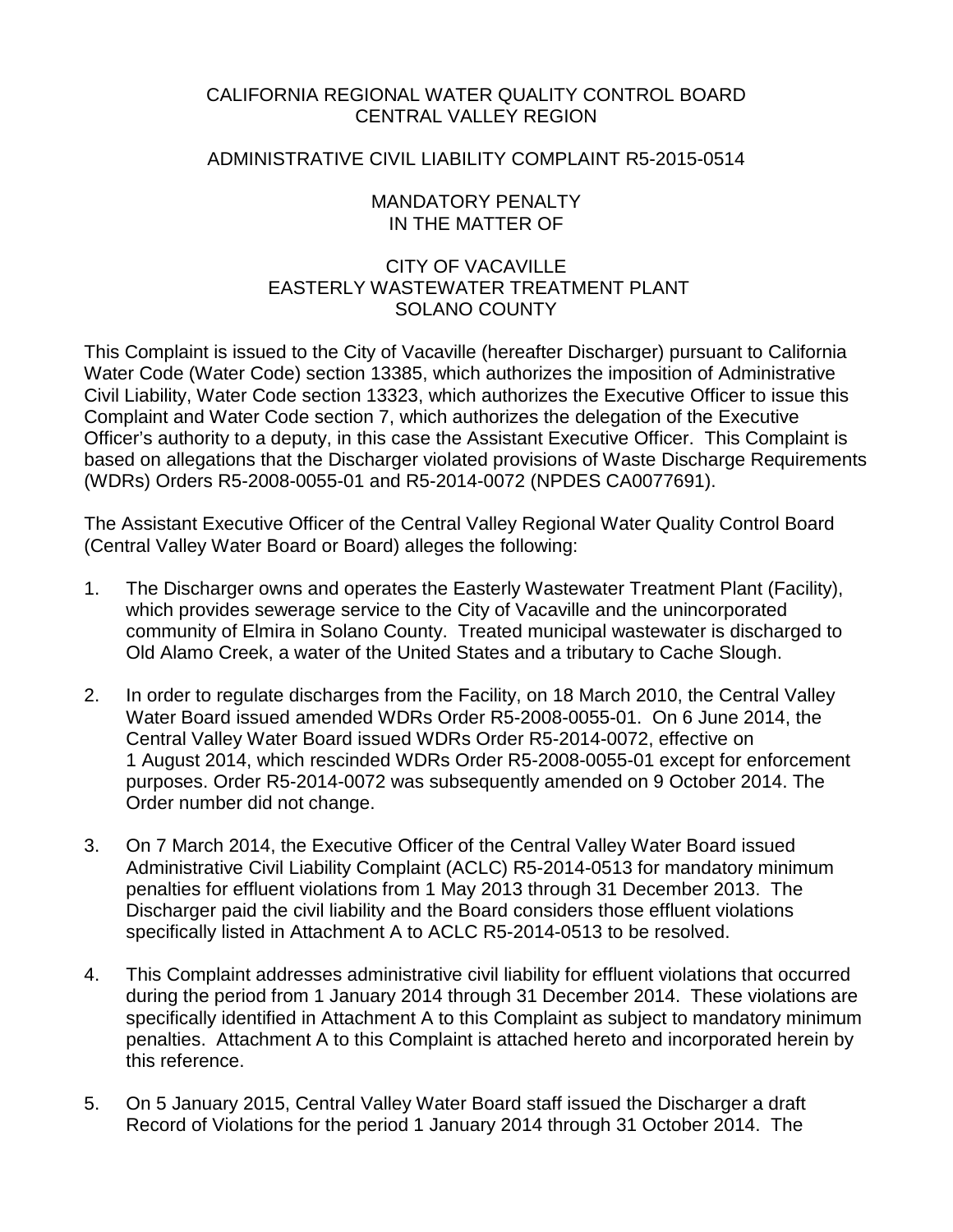CALIFORNIA REGIONAL WATER QUALITY CONTROL BOARD
CENTRAL VALLEY REGION

ADMINISTRATIVE CIVIL LIABILITY COMPLAINT R5-2015-0514

MANDATORY PENALTY
IN THE MATTER OF

CITY OF VACAVILLE
EASTERLY WASTEWATER TREATMENT PLANT
SOLANO COUNTY

This Complaint is issued to the City of Vacaville (hereafter Discharger) pursuant to California Water Code (Water Code) section 13385, which authorizes the imposition of Administrative Civil Liability, Water Code section 13323, which authorizes the Executive Officer to issue this Complaint and Water Code section 7, which authorizes the delegation of the Executive Officer's authority to a deputy, in this case the Assistant Executive Officer. This Complaint is based on allegations that the Discharger violated provisions of Waste Discharge Requirements (WDRs) Orders R5-2008-0055-01 and R5-2014-0072 (NPDES CA0077691).

The Assistant Executive Officer of the Central Valley Regional Water Quality Control Board (Central Valley Water Board or Board) alleges the following:

1. The Discharger owns and operates the Easterly Wastewater Treatment Plant (Facility), which provides sewerage service to the City of Vacaville and the unincorporated community of Elmira in Solano County. Treated municipal wastewater is discharged to Old Alamo Creek, a water of the United States and a tributary to Cache Slough.

2. In order to regulate discharges from the Facility, on 18 March 2010, the Central Valley Water Board issued amended WDRs Order R5-2008-0055-01. On 6 June 2014, the Central Valley Water Board issued WDRs Order R5-2014-0072, effective on 1 August 2014, which rescinded WDRs Order R5-2008-0055-01 except for enforcement purposes. Order R5-2014-0072 was subsequently amended on 9 October 2014. The Order number did not change.

3. On 7 March 2014, the Executive Officer of the Central Valley Water Board issued Administrative Civil Liability Complaint (ACLC) R5-2014-0513 for mandatory minimum penalties for effluent violations from 1 May 2013 through 31 December 2013. The Discharger paid the civil liability and the Board considers those effluent violations specifically listed in Attachment A to ACLC R5-2014-0513 to be resolved.

4. This Complaint addresses administrative civil liability for effluent violations that occurred during the period from 1 January 2014 through 31 December 2014. These violations are specifically identified in Attachment A to this Complaint as subject to mandatory minimum penalties. Attachment A to this Complaint is attached hereto and incorporated herein by this reference.

5. On 5 January 2015, Central Valley Water Board staff issued the Discharger a draft Record of Violations for the period 1 January 2014 through 31 October 2014. The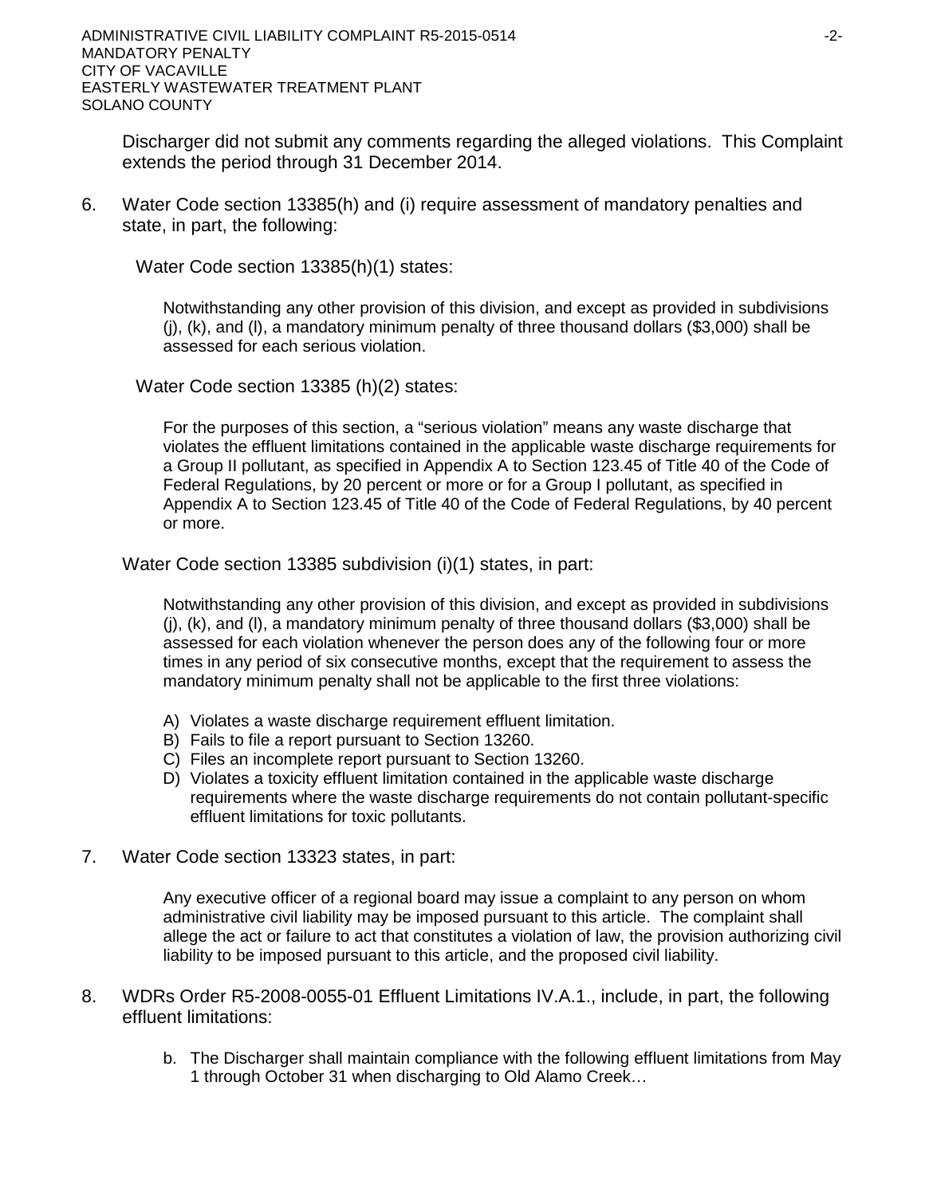Discharger did not submit any comments regarding the alleged violations. This Complaint extends the period through 31 December 2014.

6. Water Code section 13385(h) and (i) require assessment of mandatory penalties and state, in part, the following:

   Water Code section 13385(h)(1) states:

   > Notwithstanding any other provision of this division, and except as provided in subdivisions (j), (k), and (l), a mandatory minimum penalty of three thousand dollars ($3,000) shall be assessed for each serious violation.

   Water Code section 13385 (h)(2) states:

   > For the purposes of this section, a "serious violation" means any waste discharge that violates the effluent limitations contained in the applicable waste discharge requirements for a Group II pollutant, as specified in Appendix A to Section 123.45 of Title 40 of the Code of Federal Regulations, by 20 percent or more or for a Group I pollutant, as specified in Appendix A to Section 123.45 of Title 40 of the Code of Federal Regulations, by 40 percent or more.

   Water Code section 13385 subdivision (i)(1) states, in part:

   > Notwithstanding any other provision of this division, and except as provided in subdivisions (j), (k), and (l), a mandatory minimum penalty of three thousand dollars ($3,000) shall be assessed for each violation whenever the person does any of the following four or more times in any period of six consecutive months, except that the requirement to assess the mandatory minimum penalty shall not be applicable to the first three violations:
   >
   > A) Violates a waste discharge requirement effluent limitation.
   > B) Fails to file a report pursuant to Section 13260.
   > C) Files an incomplete report pursuant to Section 13260.
   > D) Violates a toxicity effluent limitation contained in the applicable waste discharge requirements where the waste discharge requirements do not contain pollutant-specific effluent limitations for toxic pollutants.

7. Water Code section 13323 states, in part:

   > Any executive officer of a regional board may issue a complaint to any person on whom administrative civil liability may be imposed pursuant to this article. The complaint shall allege the act or failure to act that constitutes a violation of law, the provision authorizing civil liability to be imposed pursuant to this article, and the proposed civil liability.

8. WDRs Order R5-2008-0055-01 Effluent Limitations IV.A.1., include, in part, the following effluent limitations:

   b. The Discharger shall maintain compliance with the following effluent limitations from May 1 through October 31 when discharging to Old Alamo Creek…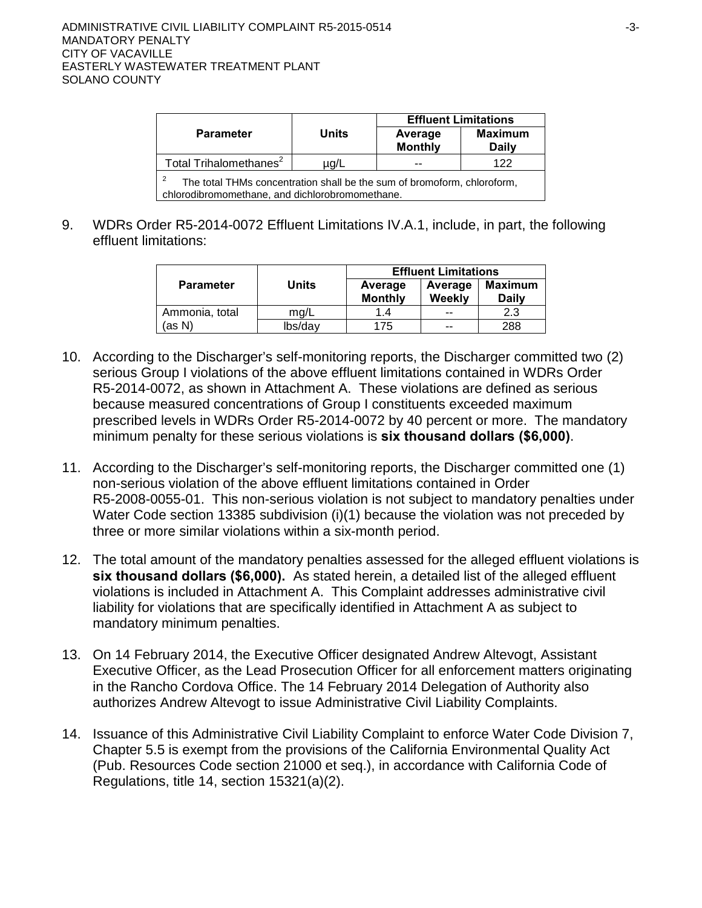| Parameter | Units | Effluent Limitations | |
|---|---|---|---|
| | | Average Monthly | Maximum Daily |
| Total Trihalomethanes[2] | µg/L | -- | 122 |

[2] The total THMs concentration shall be the sum of bromoform, chloroform, chlorodibromomethane, and dichlorobromomethane.

9. WDRs Order R5-2014-0072 Effluent Limitations IV.A.1, include, in part, the following effluent limitations:

| Parameter | Units | Effluent Limitations | | |
|---|---|---|---|---|
| | | Average Monthly | Average Weekly | Maximum Daily |
| Ammonia, total (as N) | mg/L | 1.4 | -- | 2.3 |
| | lbs/day | 175 | -- | 288 |

10. According to the Discharger's self-monitoring reports, the Discharger committed two (2) serious Group I violations of the above effluent limitations contained in WDRs Order R5-2014-0072, as shown in Attachment A. These violations are defined as serious because measured concentrations of Group I constituents exceeded maximum prescribed levels in WDRs Order R5-2014-0072 by 40 percent or more. The mandatory minimum penalty for these serious violations is **six thousand dollars ($6,000)**.

11. According to the Discharger's self-monitoring reports, the Discharger committed one (1) non-serious violation of the above effluent limitations contained in Order R5-2008-0055-01. This non-serious violation is not subject to mandatory penalties under Water Code section 13385 subdivision (i)(1) because the violation was not preceded by three or more similar violations within a six-month period.

12. The total amount of the mandatory penalties assessed for the alleged effluent violations is **six thousand dollars ($6,000).** As stated herein, a detailed list of the alleged effluent violations is included in Attachment A. This Complaint addresses administrative civil liability for violations that are specifically identified in Attachment A as subject to mandatory minimum penalties.

13. On 14 February 2014, the Executive Officer designated Andrew Altevogt, Assistant Executive Officer, as the Lead Prosecution Officer for all enforcement matters originating in the Rancho Cordova Office. The 14 February 2014 Delegation of Authority also authorizes Andrew Altevogt to issue Administrative Civil Liability Complaints.

14. Issuance of this Administrative Civil Liability Complaint to enforce Water Code Division 7, Chapter 5.5 is exempt from the provisions of the California Environmental Quality Act (Pub. Resources Code section 21000 et seq.), in accordance with California Code of Regulations, title 14, section 15321(a)(2).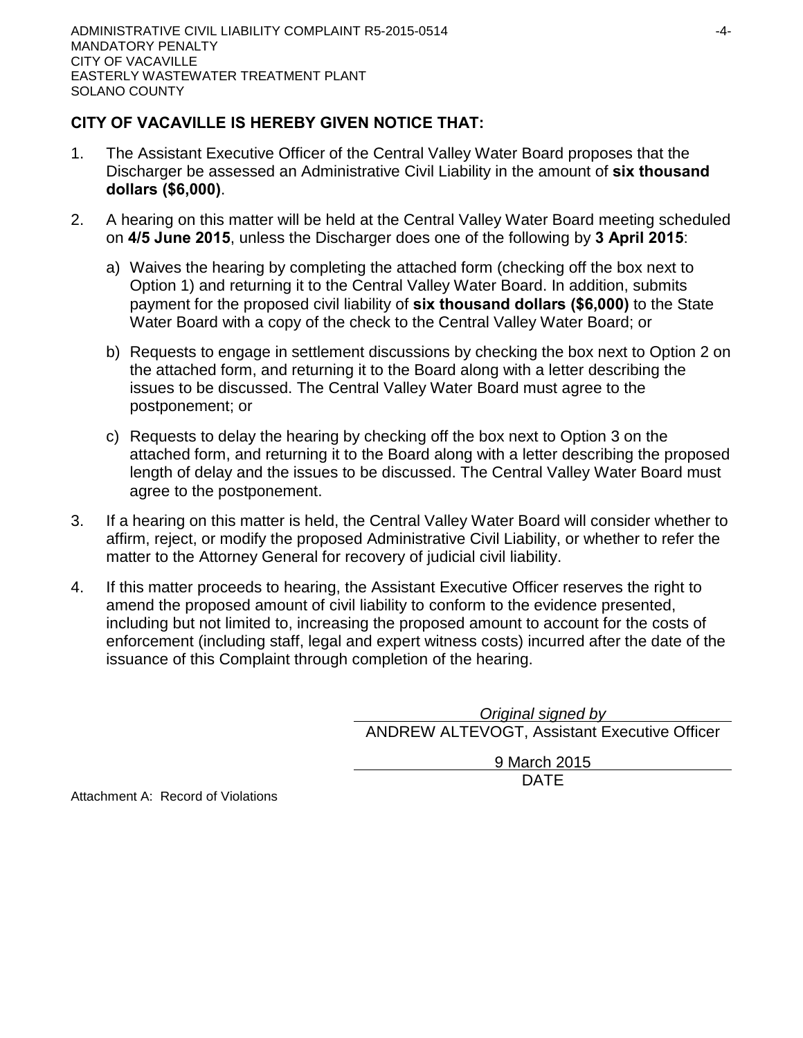**CITY OF VACAVILLE IS HEREBY GIVEN NOTICE THAT:**

1. The Assistant Executive Officer of the Central Valley Water Board proposes that the Discharger be assessed an Administrative Civil Liability in the amount of **six thousand dollars ($6,000)**.

2. A hearing on this matter will be held at the Central Valley Water Board meeting scheduled on **4/5 June 2015**, unless the Discharger does one of the following by **3 April 2015**:

   a) Waives the hearing by completing the attached form (checking off the box next to Option 1) and returning it to the Central Valley Water Board. In addition, submits payment for the proposed civil liability of **six thousand dollars ($6,000)** to the State Water Board with a copy of the check to the Central Valley Water Board; or

   b) Requests to engage in settlement discussions by checking the box next to Option 2 on the attached form, and returning it to the Board along with a letter describing the issues to be discussed. The Central Valley Water Board must agree to the postponement; or

   c) Requests to delay the hearing by checking off the box next to Option 3 on the attached form, and returning it to the Board along with a letter describing the proposed length of delay and the issues to be discussed. The Central Valley Water Board must agree to the postponement.

3. If a hearing on this matter is held, the Central Valley Water Board will consider whether to affirm, reject, or modify the proposed Administrative Civil Liability, or whether to refer the matter to the Attorney General for recovery of judicial civil liability.

4. If this matter proceeds to hearing, the Assistant Executive Officer reserves the right to amend the proposed amount of civil liability to conform to the evidence presented, including but not limited to, increasing the proposed amount to account for the costs of enforcement (including staff, legal and expert witness costs) incurred after the date of the issuance of this Complaint through completion of the hearing.

*Original signed by*
ANDREW ALTEVOGT, Assistant Executive Officer

9 March 2015
DATE

Attachment A: Record of Violations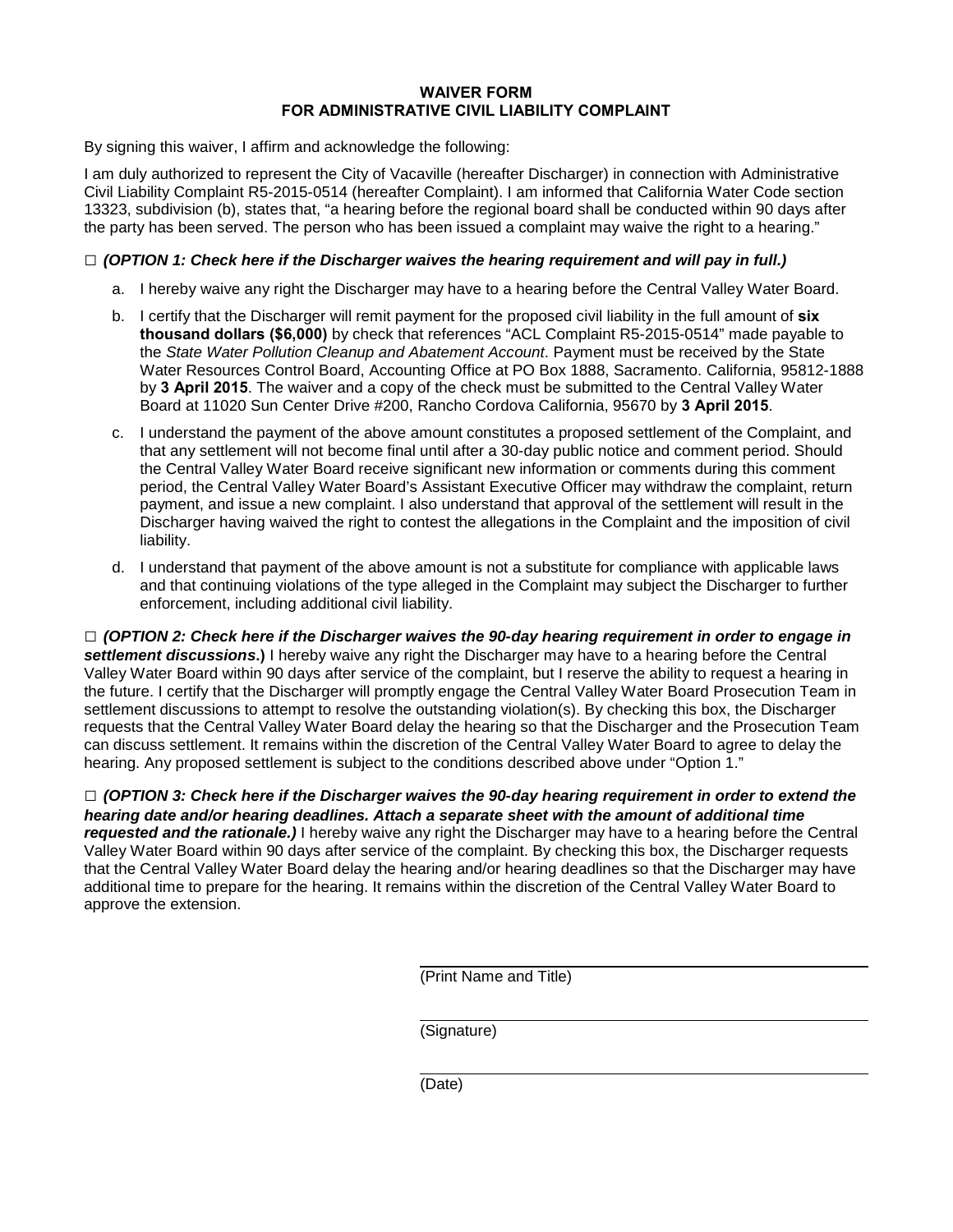**WAIVER FORM**
**FOR ADMINISTRATIVE CIVIL LIABILITY COMPLAINT**

By signing this waiver, I affirm and acknowledge the following:

I am duly authorized to represent the City of Vacaville (hereafter Discharger) in connection with Administrative Civil Liability Complaint R5-2015-0514 (hereafter Complaint). I am informed that California Water Code section 13323, subdivision (b), states that, "a hearing before the regional board shall be conducted within 90 days after the party has been served. The person who has been issued a complaint may waive the right to a hearing."

□ ***(OPTION 1: Check here if the Discharger waives the hearing requirement and will pay in full.)***

a. I hereby waive any right the Discharger may have to a hearing before the Central Valley Water Board.

b. I certify that the Discharger will remit payment for the proposed civil liability in the full amount of **six thousand dollars ($6,000)** by check that references "ACL Complaint R5-2015-0514" made payable to the *State Water Pollution Cleanup and Abatement Account*. Payment must be received by the State Water Resources Control Board, Accounting Office at PO Box 1888, Sacramento. California, 95812-1888 by **3 April 2015**. The waiver and a copy of the check must be submitted to the Central Valley Water Board at 11020 Sun Center Drive #200, Rancho Cordova California, 95670 by **3 April 2015**.

c. I understand the payment of the above amount constitutes a proposed settlement of the Complaint, and that any settlement will not become final until after a 30-day public notice and comment period. Should the Central Valley Water Board receive significant new information or comments during this comment period, the Central Valley Water Board's Assistant Executive Officer may withdraw the complaint, return payment, and issue a new complaint. I also understand that approval of the settlement will result in the Discharger having waived the right to contest the allegations in the Complaint and the imposition of civil liability.

d. I understand that payment of the above amount is not a substitute for compliance with applicable laws and that continuing violations of the type alleged in the Complaint may subject the Discharger to further enforcement, including additional civil liability.

□ ***(OPTION 2: Check here if the Discharger waives the 90-day hearing requirement in order to engage in settlement discussions.)*** I hereby waive any right the Discharger may have to a hearing before the Central Valley Water Board within 90 days after service of the complaint, but I reserve the ability to request a hearing in the future. I certify that the Discharger will promptly engage the Central Valley Water Board Prosecution Team in settlement discussions to attempt to resolve the outstanding violation(s). By checking this box, the Discharger requests that the Central Valley Water Board delay the hearing so that the Discharger and the Prosecution Team can discuss settlement. It remains within the discretion of the Central Valley Water Board to agree to delay the hearing. Any proposed settlement is subject to the conditions described above under "Option 1."

□ ***(OPTION 3: Check here if the Discharger waives the 90-day hearing requirement in order to extend the hearing date and/or hearing deadlines. Attach a separate sheet with the amount of additional time requested and the rationale.)*** I hereby waive any right the Discharger may have to a hearing before the Central Valley Water Board within 90 days after service of the complaint. By checking this box, the Discharger requests that the Central Valley Water Board delay the hearing and/or hearing deadlines so that the Discharger may have additional time to prepare for the hearing. It remains within the discretion of the Central Valley Water Board to approve the extension.

\_\_\_\_\_\_\_\_\_\_\_\_\_\_\_\_\_\_\_\_\_\_\_\_\_\_\_\_\_\_\_\_\_\_\_\_
(Print Name and Title)

\_\_\_\_\_\_\_\_\_\_\_\_\_\_\_\_\_\_\_\_\_\_\_\_\_\_\_\_\_\_\_\_\_\_\_\_
(Signature)

\_\_\_\_\_\_\_\_\_\_\_\_\_\_\_\_\_\_\_\_\_\_\_\_\_\_\_\_\_\_\_\_\_\_\_\_
(Date)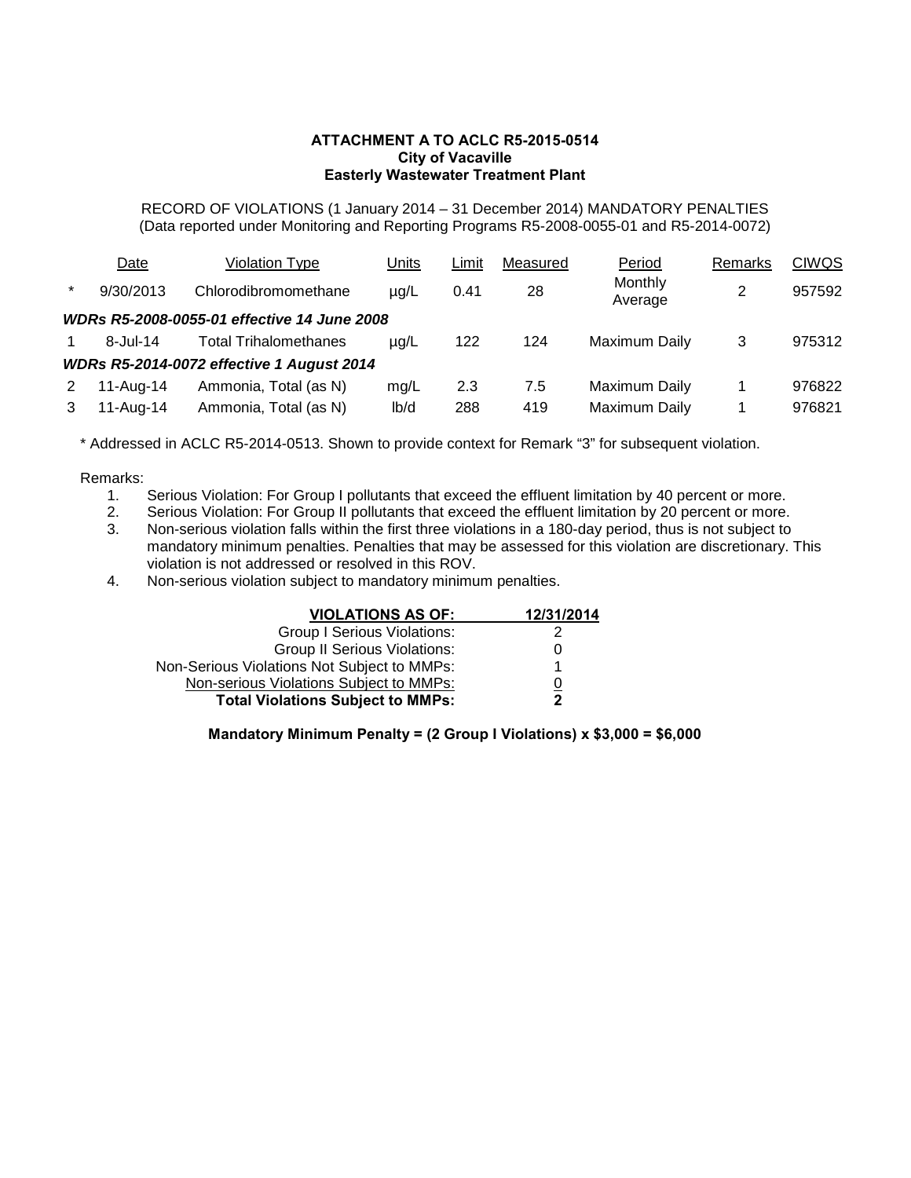**ATTACHMENT A TO ACLC R5-2015-0514**
**City of Vacaville**
**Easterly Wastewater Treatment Plant**

RECORD OF VIOLATIONS (1 January 2014 – 31 December 2014) MANDATORY PENALTIES
(Data reported under Monitoring and Reporting Programs R5-2008-0055-01 and R5-2014-0072)

| | Date | Violation Type | Units | Limit | Measured | Period | Remarks | CIWQS |
|---|---|---|---|---|---|---|---|---|
| * | 9/30/2013 | Chlorodibromomethane | µg/L | 0.41 | 28 | Monthly Average | 2 | 957592 |
| ***WDRs R5-2008-0055-01 effective 14 June 2008*** | | | | | | | | |
| 1 | 8-Jul-14 | Total Trihalomethanes | µg/L | 122 | 124 | Maximum Daily | 3 | 975312 |
| ***WDRs R5-2014-0072 effective 1 August 2014*** | | | | | | | | |
| 2 | 11-Aug-14 | Ammonia, Total (as N) | mg/L | 2.3 | 7.5 | Maximum Daily | 1 | 976822 |
| 3 | 11-Aug-14 | Ammonia, Total (as N) | lb/d | 288 | 419 | Maximum Daily | 1 | 976821 |

\* Addressed in ACLC R5-2014-0513. Shown to provide context for Remark "3" for subsequent violation.

Remarks:

1. Serious Violation: For Group I pollutants that exceed the effluent limitation by 40 percent or more.
2. Serious Violation: For Group II pollutants that exceed the effluent limitation by 20 percent or more.
3. Non-serious violation falls within the first three violations in a 180-day period, thus is not subject to mandatory minimum penalties. Penalties that may be assessed for this violation are discretionary. This violation is not addressed or resolved in this ROV.
4. Non-serious violation subject to mandatory minimum penalties.

| **VIOLATIONS AS OF:** | **12/31/2014** |
|---|---|
| Group I Serious Violations: | 2 |
| Group II Serious Violations: | 0 |
| Non-Serious Violations Not Subject to MMPs: | 1 |
| Non-serious Violations Subject to MMPs: | 0 |
| **Total Violations Subject to MMPs:** | **2** |

**Mandatory Minimum Penalty = (2 Group I Violations) x $3,000 = $6,000**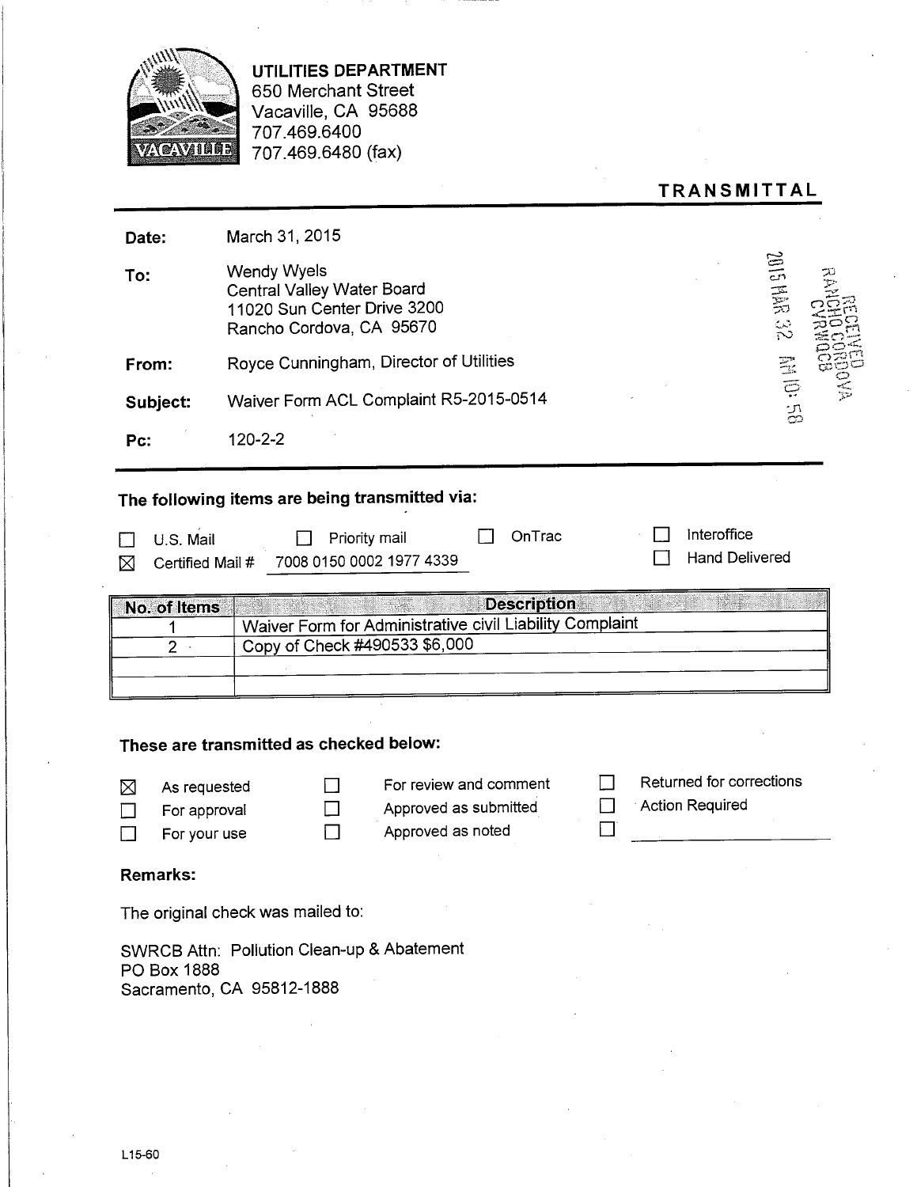**UTILITIES DEPARTMENT**
650 Merchant Street
Vacaville, CA 95688
707.469.6400
707.469.6480 (fax)

## TRANSMITTAL

| | |
|---|---|
| **Date:** | March 31, 2015 |
| **To:** | Wendy Wyels<br>Central Valley Water Board<br>11020 Sun Center Drive 3200<br>Rancho Cordova, CA 95670 |
| **From:** | Royce Cunningham, Director of Utilities |
| **Subject:** | Waiver Form ACL Complaint R5-2015-0514 |
| **Pc:** | 120-2-2 |

RECEIVED
RANCHO CORDOVA
CVRWQCB
2015 MAR 32 AM 10:58

**The following items are being transmitted via:**

- ☐ U.S. Mail
- ☐ Priority mail
- ☐ OnTrac
- ☐ Interoffice
- ☒ Certified Mail # 7008 0150 0002 1977 4339
- ☐ Hand Delivered

| No. of Items | Description |
|---|---|
| 1 | Waiver Form for Administrative civil Liability Complaint |
| 2 | Copy of Check #490533 $6,000 |
| | |
| | |

**These are transmitted as checked below:**

- ☒ As requested
- ☐ For approval
- ☐ For your use
- ☐ For review and comment
- ☐ Approved as submitted
- ☐ Approved as noted
- ☐ Returned for corrections
- ☐ Action Required
- ☐ \_\_\_\_\_\_\_\_\_\_\_\_\_\_\_\_

**Remarks:**

The original check was mailed to:

SWRCB Attn: Pollution Clean-up & Abatement
PO Box 1888
Sacramento, CA 95812-1888

L15-60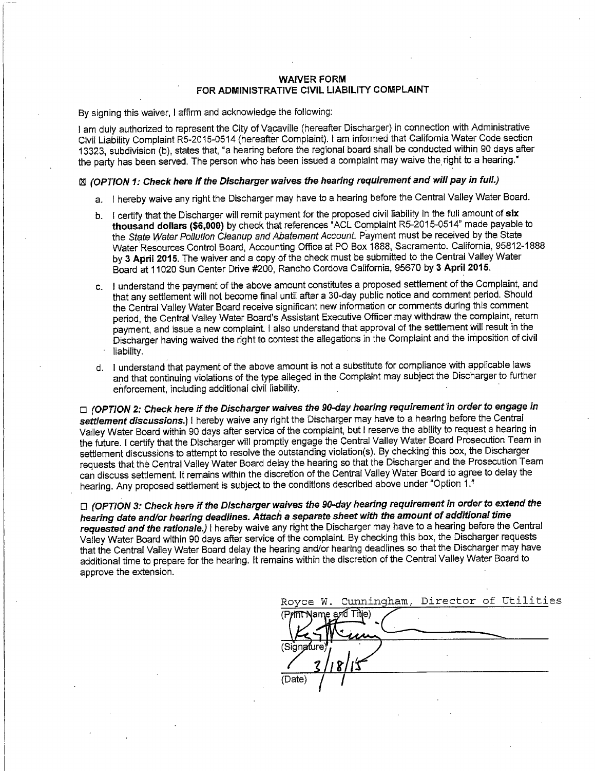# WAIVER FORM
## FOR ADMINISTRATIVE CIVIL LIABILITY COMPLAINT

By signing this waiver, I affirm and acknowledge the following:

I am duly authorized to represent the City of Vacaville (hereafter Discharger) in connection with Administrative Civil Liability Complaint R5-2015-0514 (hereafter Complaint). I am informed that California Water Code section 13323, subdivision (b), states that, "a hearing before the regional board shall be conducted within 90 days after the party has been served. The person who has been issued a complaint may waive the right to a hearing."

☒ ***(OPTION 1: Check here if the Discharger waives the hearing requirement and will pay in full.)***

a. I hereby waive any right the Discharger may have to a hearing before the Central Valley Water Board.

b. I certify that the Discharger will remit payment for the proposed civil liability in the full amount of **six thousand dollars ($6,000)** by check that references "ACL Complaint R5-2015-0514" made payable to the *State Water Pollution Cleanup and Abatement Account*. Payment must be received by the State Water Resources Control Board, Accounting Office at PO Box 1888, Sacramento. California, 95812-1888 by **3 April 2015**. The waiver and a copy of the check must be submitted to the Central Valley Water Board at 11020 Sun Center Drive #200, Rancho Cordova California, 95670 by **3 April 2015**.

c. I understand the payment of the above amount constitutes a proposed settlement of the Complaint, and that any settlement will not become final until after a 30-day public notice and comment period. Should the Central Valley Water Board receive significant new information or comments during this comment period, the Central Valley Water Board's Assistant Executive Officer may withdraw the complaint, return payment, and issue a new complaint. I also understand that approval of the settlement will result in the Discharger having waived the right to contest the allegations in the Complaint and the imposition of civil liability.

d. I understand that payment of the above amount is not a substitute for compliance with applicable laws and that continuing violations of the type alleged in the Complaint may subject the Discharger to further enforcement, including additional civil liability.

☐ ***(OPTION 2: Check here if the Discharger waives the 90-day hearing requirement in order to engage in settlement discussions.)*** I hereby waive any right the Discharger may have to a hearing before the Central Valley Water Board within 90 days after service of the complaint, but I reserve the ability to request a hearing in the future. I certify that the Discharger will promptly engage the Central Valley Water Board Prosecution Team in settlement discussions to attempt to resolve the outstanding violation(s). By checking this box, the Discharger requests that the Central Valley Water Board delay the hearing so that the Discharger and the Prosecution Team can discuss settlement. It remains within the discretion of the Central Valley Water Board to agree to delay the hearing. Any proposed settlement is subject to the conditions described above under "Option 1."

☐ ***(OPTION 3: Check here if the Discharger waives the 90-day hearing requirement in order to extend the hearing date and/or hearing deadlines. Attach a separate sheet with the amount of additional time requested and the rationale.)*** I hereby waive any right the Discharger may have to a hearing before the Central Valley Water Board within 90 days after service of the complaint. By checking this box, the Discharger requests that the Central Valley Water Board delay the hearing and/or hearing deadlines so that the Discharger may have additional time to prepare for the hearing. It remains within the discretion of the Central Valley Water Board to approve the extension.

Royce W. Cunningham, Director of Utilities
(Print Name and Title)

[signature]
(Signature)

3/18/15
(Date)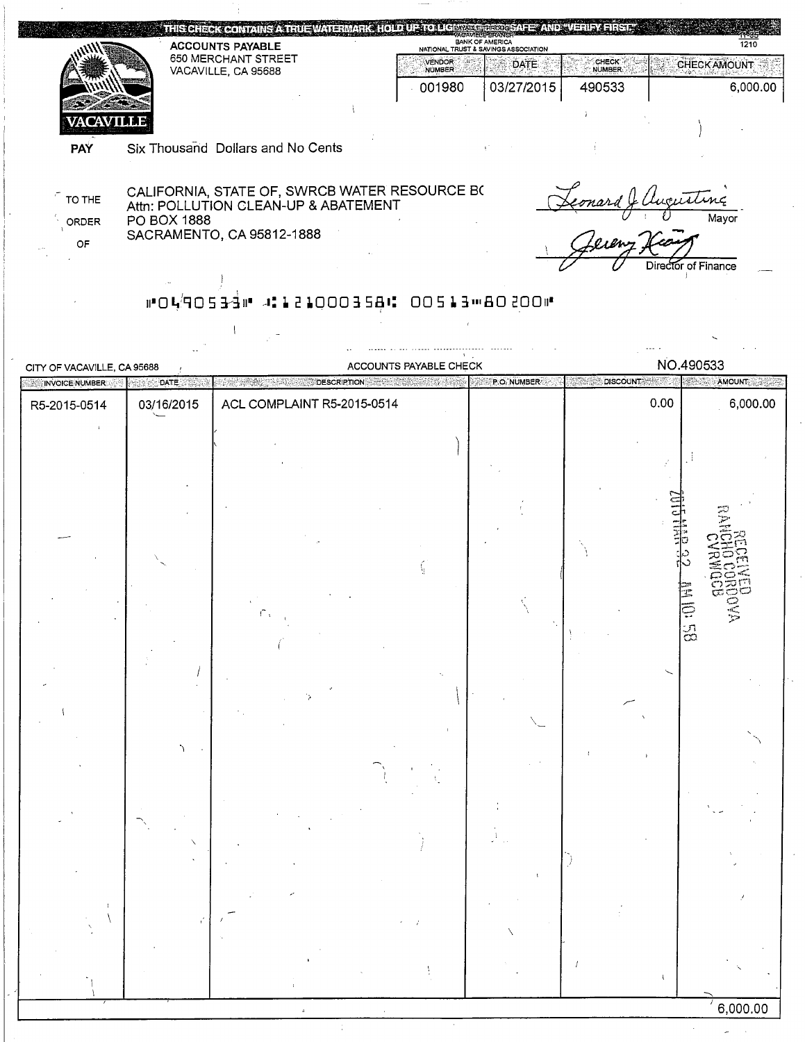THIS CHECK CONTAINS A TRUE WATERMARK. HOLD UP TO LIGHT TO VERIFY. "SAFE" AND "VERIFY FIRST."

BANK OF AMERICA
NATIONAL TRUST & SAVINGS ASSOCIATION

11-35
1210

VACAVILLE

**ACCOUNTS PAYABLE**
650 MERCHANT STREET
VACAVILLE, CA 95688

| VENDOR NUMBER | DATE | CHECK NUMBER | CHECK AMOUNT |
|---|---|---|---|
| 001980 | 03/27/2015 | 490533 | 6,000.00 |

**PAY** Six Thousand Dollars and No Cents

TO THE ORDER OF

CALIFORNIA, STATE OF, SWRCB WATER RESOURCE B(
Attn: POLLUTION CLEAN-UP & ABATEMENT
PO BOX 1888
SACRAMENTO, CA 95812-1888

Leonard J Augustine
Mayor

Jeremy Craig
Director of Finance

⑈0490533⑈ ⑆121000358⑆ 00513⑈80200⑈

CITY OF VACAVILLE, CA 95688 — ACCOUNTS PAYABLE CHECK — NO.490533

| INVOICE NUMBER | DATE | DESCRIPTION | P.O. NUMBER | DISCOUNT | AMOUNT |
|---|---|---|---|---|---|
| R5-2015-0514 | 03/16/2015 | ACL COMPLAINT R5-2015-0514 | | 0.00 | 6,000.00 |
| | | | | | 6,000.00 |

RECEIVED
RANCHO CORDOVA
CVRWQCB
2015 MAR 32 AM 10: 58